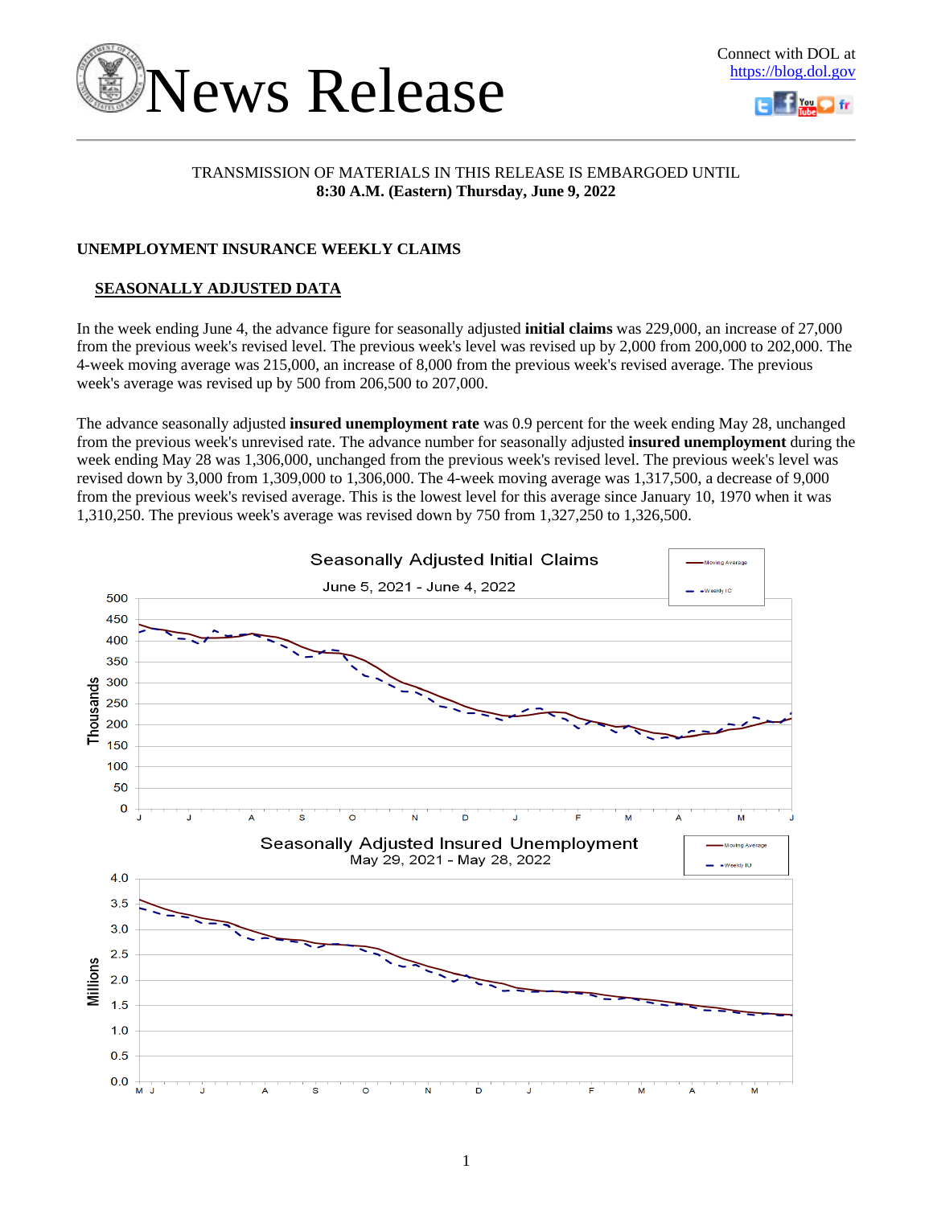# News Release

Connect with DOL at https://blog.dol.gov

TRANSMISSION OF MATERIALS IN THIS RELEASE IS EMBARGOED UNTIL
**8:30 A.M. (Eastern) Thursday, June 9, 2022**

## UNEMPLOYMENT INSURANCE WEEKLY CLAIMS

### SEASONALLY ADJUSTED DATA

In the week ending June 4, the advance figure for seasonally adjusted **initial claims** was 229,000, an increase of 27,000 from the previous week's revised level. The previous week's level was revised up by 2,000 from 200,000 to 202,000. The 4-week moving average was 215,000, an increase of 8,000 from the previous week's revised average. The previous week's average was revised up by 500 from 206,500 to 207,000.

The advance seasonally adjusted **insured unemployment rate** was 0.9 percent for the week ending May 28, unchanged from the previous week's unrevised rate. The advance number for seasonally adjusted **insured unemployment** during the week ending May 28 was 1,306,000, unchanged from the previous week's revised level. The previous week's level was revised down by 3,000 from 1,309,000 to 1,306,000. The 4-week moving average was 1,317,500, a decrease of 9,000 from the previous week's revised average. This is the lowest level for this average since January 10, 1970 when it was 1,310,250. The previous week's average was revised down by 750 from 1,327,250 to 1,326,500.

Seasonally Adjusted Initial Claims
June 5, 2021 - June 4, 2022

Seasonally Adjusted Insured Unemployment
May 29, 2021 - May 28, 2022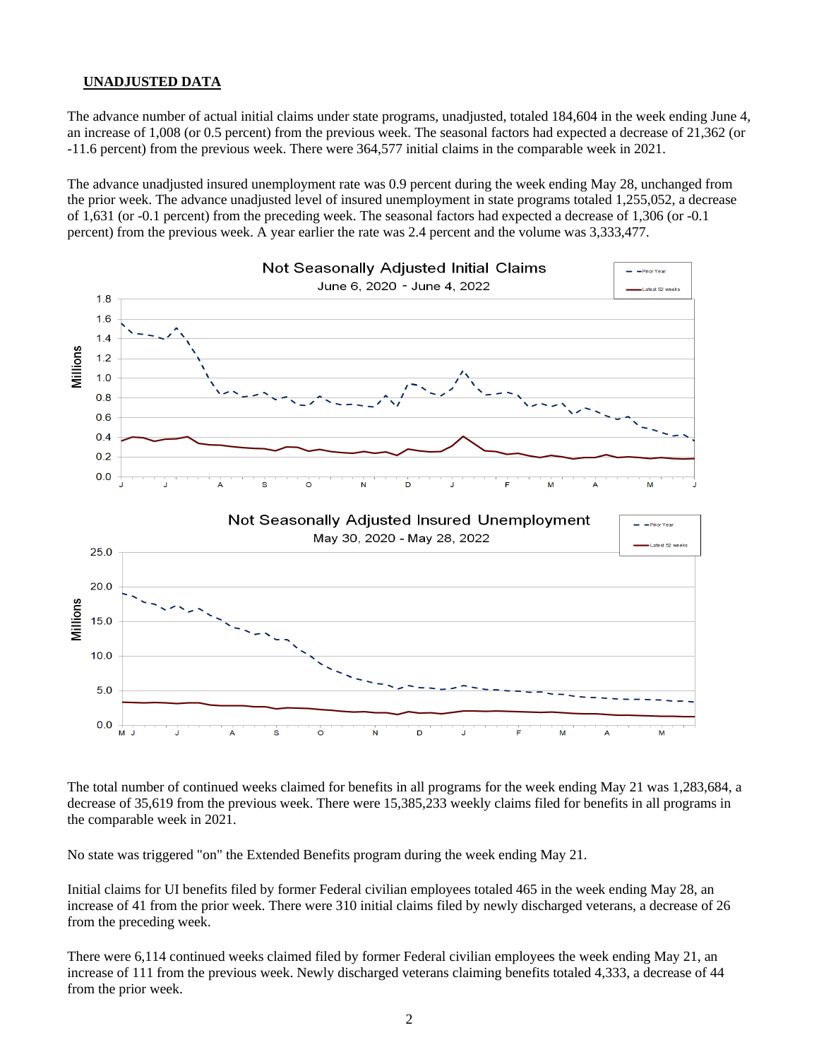## UNADJUSTED DATA

The advance number of actual initial claims under state programs, unadjusted, totaled 184,604 in the week ending June 4, an increase of 1,008 (or 0.5 percent) from the previous week. The seasonal factors had expected a decrease of 21,362 (or -11.6 percent) from the previous week. There were 364,577 initial claims in the comparable week in 2021.

The advance unadjusted insured unemployment rate was 0.9 percent during the week ending May 28, unchanged from the prior week. The advance unadjusted level of insured unemployment in state programs totaled 1,255,052, a decrease of 1,631 (or -0.1 percent) from the preceding week. The seasonal factors had expected a decrease of 1,306 (or -0.1 percent) from the previous week. A year earlier the rate was 2.4 percent and the volume was 3,333,477.

The total number of continued weeks claimed for benefits in all programs for the week ending May 21 was 1,283,684, a decrease of 35,619 from the previous week. There were 15,385,233 weekly claims filed for benefits in all programs in the comparable week in 2021.

No state was triggered "on" the Extended Benefits program during the week ending May 21.

Initial claims for UI benefits filed by former Federal civilian employees totaled 465 in the week ending May 28, an increase of 41 from the prior week. There were 310 initial claims filed by newly discharged veterans, a decrease of 26 from the preceding week.

There were 6,114 continued weeks claimed filed by former Federal civilian employees the week ending May 21, an increase of 111 from the previous week. Newly discharged veterans claiming benefits totaled 4,333, a decrease of 44 from the prior week.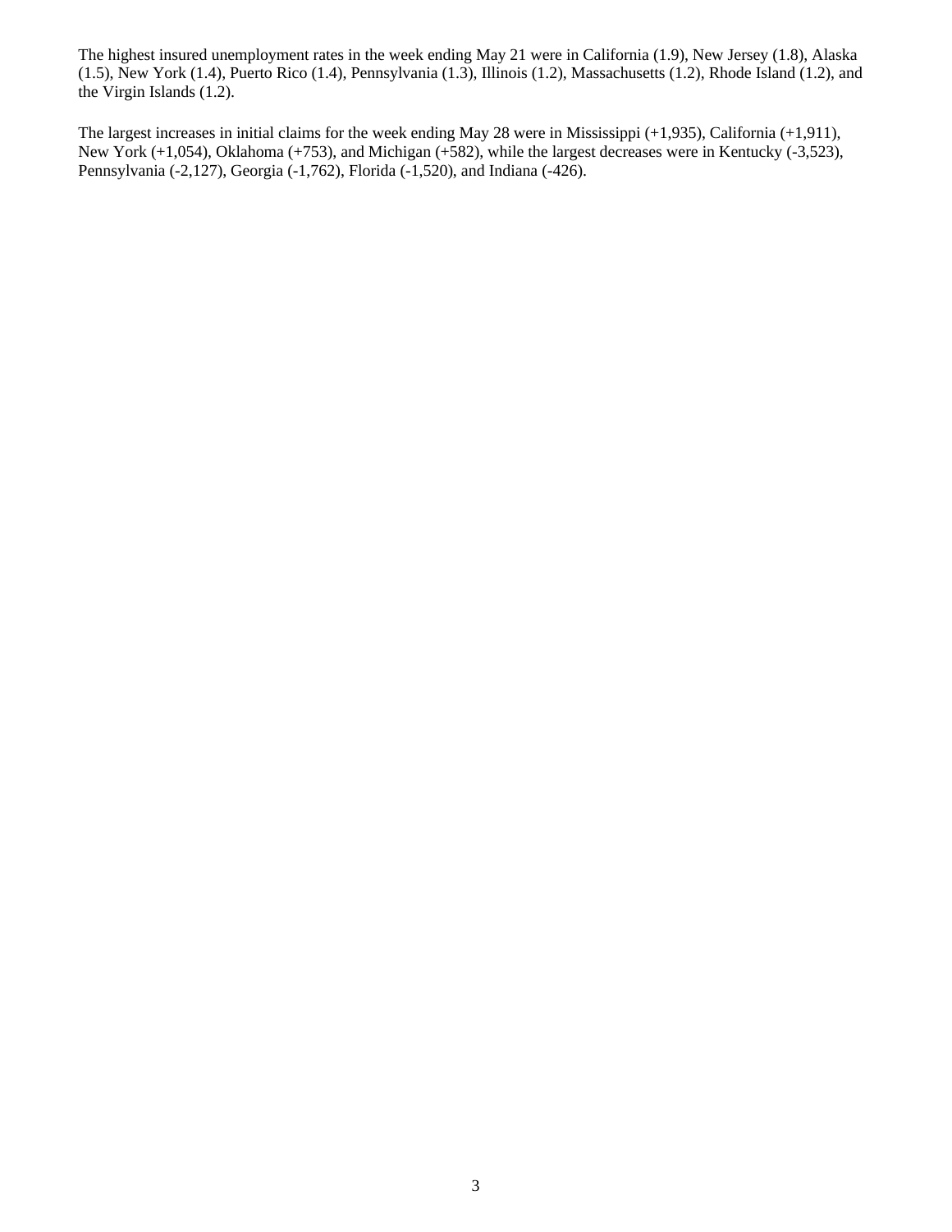The highest insured unemployment rates in the week ending May 21 were in California (1.9), New Jersey (1.8), Alaska (1.5), New York (1.4), Puerto Rico (1.4), Pennsylvania (1.3), Illinois (1.2), Massachusetts (1.2), Rhode Island (1.2), and the Virgin Islands (1.2).

The largest increases in initial claims for the week ending May 28 were in Mississippi (+1,935), California (+1,911), New York (+1,054), Oklahoma (+753), and Michigan (+582), while the largest decreases were in Kentucky (-3,523), Pennsylvania (-2,127), Georgia (-1,762), Florida (-1,520), and Indiana (-426).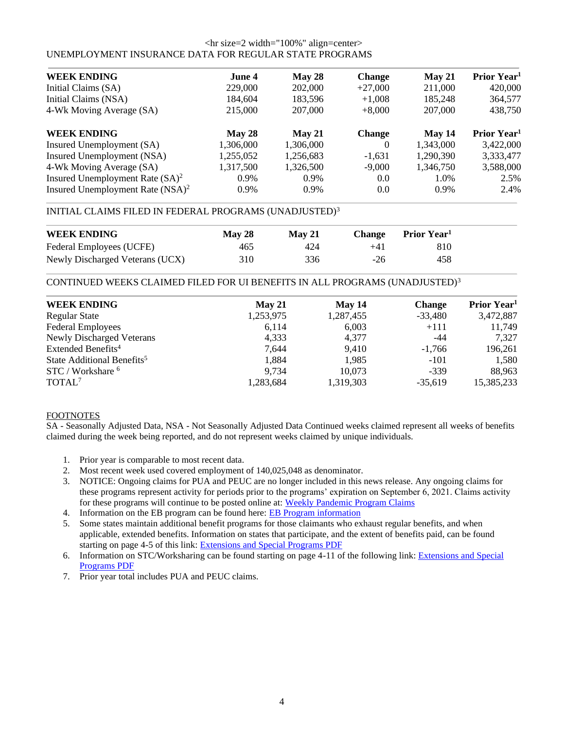<hr size=2 width="100%" align=center>

UNEMPLOYMENT INSURANCE DATA FOR REGULAR STATE PROGRAMS

| WEEK ENDING | June 4 | May 28 | Change | May 21 | Prior Year[1] |
|---|---|---|---|---|---|
| Initial Claims (SA) | 229,000 | 202,000 | +27,000 | 211,000 | 420,000 |
| Initial Claims (NSA) | 184,604 | 183,596 | +1,008 | 185,248 | 364,577 |
| 4-Wk Moving Average (SA) | 215,000 | 207,000 | +8,000 | 207,000 | 438,750 |

| WEEK ENDING | May 28 | May 21 | Change | May 14 | Prior Year[1] |
|---|---|---|---|---|---|
| Insured Unemployment (SA) | 1,306,000 | 1,306,000 | 0 | 1,343,000 | 3,422,000 |
| Insured Unemployment (NSA) | 1,255,052 | 1,256,683 | -1,631 | 1,290,390 | 3,333,477 |
| 4-Wk Moving Average (SA) | 1,317,500 | 1,326,500 | -9,000 | 1,346,750 | 3,588,000 |
| Insured Unemployment Rate (SA)[2] | 0.9% | 0.9% | 0.0 | 1.0% | 2.5% |
| Insured Unemployment Rate (NSA)[2] | 0.9% | 0.9% | 0.0 | 0.9% | 2.4% |

INITIAL CLAIMS FILED IN FEDERAL PROGRAMS (UNADJUSTED)[3]

| WEEK ENDING | May 28 | May 21 | Change | Prior Year[1] |
|---|---|---|---|---|
| Federal Employees (UCFE) | 465 | 424 | +41 | 810 |
| Newly Discharged Veterans (UCX) | 310 | 336 | -26 | 458 |

CONTINUED WEEKS CLAIMED FILED FOR UI BENEFITS IN ALL PROGRAMS (UNADJUSTED)[3]

| WEEK ENDING | May 21 | May 14 | Change | Prior Year[1] |
|---|---|---|---|---|
| Regular State | 1,253,975 | 1,287,455 | -33,480 | 3,472,887 |
| Federal Employees | 6,114 | 6,003 | +111 | 11,749 |
| Newly Discharged Veterans | 4,333 | 4,377 | -44 | 7,327 |
| Extended Benefits[4] | 7,644 | 9,410 | -1,766 | 196,261 |
| State Additional Benefits[5] | 1,884 | 1,985 | -101 | 1,580 |
| STC / Workshare [6] | 9,734 | 10,073 | -339 | 88,963 |
| TOTAL[7] | 1,283,684 | 1,319,303 | -35,619 | 15,385,233 |

FOOTNOTES

SA - Seasonally Adjusted Data, NSA - Not Seasonally Adjusted Data Continued weeks claimed represent all weeks of benefits claimed during the week being reported, and do not represent weeks claimed by unique individuals.

1. Prior year is comparable to most recent data.
2. Most recent week used covered employment of 140,025,048 as denominator.
3. NOTICE: Ongoing claims for PUA and PEUC are no longer included in this news release. Any ongoing claims for these programs represent activity for periods prior to the programs' expiration on September 6, 2021. Claims activity for these programs will continue to be posted online at: Weekly Pandemic Program Claims
4. Information on the EB program can be found here: EB Program information
5. Some states maintain additional benefit programs for those claimants who exhaust regular benefits, and when applicable, extended benefits. Information on states that participate, and the extent of benefits paid, can be found starting on page 4-5 of this link: Extensions and Special Programs PDF
6. Information on STC/Worksharing can be found starting on page 4-11 of the following link: Extensions and Special Programs PDF
7. Prior year total includes PUA and PEUC claims.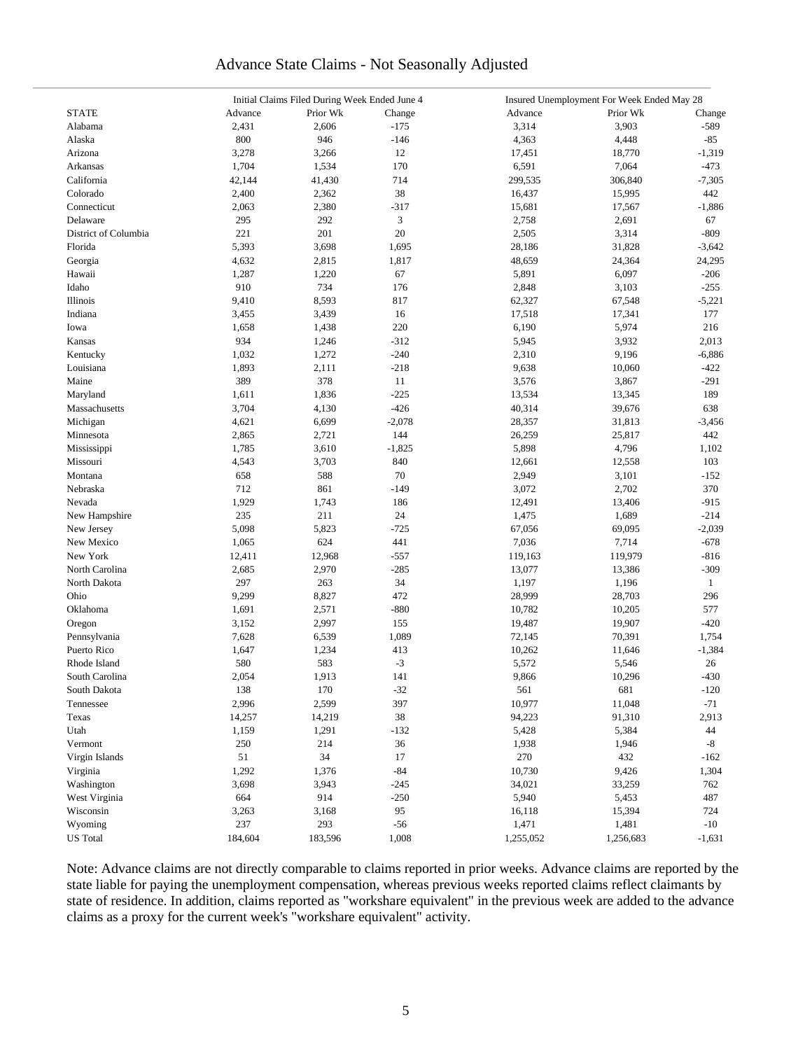# Advance State Claims - Not Seasonally Adjusted

| STATE | Initial Claims Filed During Week Ended June 4 | | | Insured Unemployment For Week Ended May 28 | | |
|---|---|---|---|---|---|---|
| | Advance | Prior Wk | Change | Advance | Prior Wk | Change |
| Alabama | 2,431 | 2,606 | -175 | 3,314 | 3,903 | -589 |
| Alaska | 800 | 946 | -146 | 4,363 | 4,448 | -85 |
| Arizona | 3,278 | 3,266 | 12 | 17,451 | 18,770 | -1,319 |
| Arkansas | 1,704 | 1,534 | 170 | 6,591 | 7,064 | -473 |
| California | 42,144 | 41,430 | 714 | 299,535 | 306,840 | -7,305 |
| Colorado | 2,400 | 2,362 | 38 | 16,437 | 15,995 | 442 |
| Connecticut | 2,063 | 2,380 | -317 | 15,681 | 17,567 | -1,886 |
| Delaware | 295 | 292 | 3 | 2,758 | 2,691 | 67 |
| District of Columbia | 221 | 201 | 20 | 2,505 | 3,314 | -809 |
| Florida | 5,393 | 3,698 | 1,695 | 28,186 | 31,828 | -3,642 |
| Georgia | 4,632 | 2,815 | 1,817 | 48,659 | 24,364 | 24,295 |
| Hawaii | 1,287 | 1,220 | 67 | 5,891 | 6,097 | -206 |
| Idaho | 910 | 734 | 176 | 2,848 | 3,103 | -255 |
| Illinois | 9,410 | 8,593 | 817 | 62,327 | 67,548 | -5,221 |
| Indiana | 3,455 | 3,439 | 16 | 17,518 | 17,341 | 177 |
| Iowa | 1,658 | 1,438 | 220 | 6,190 | 5,974 | 216 |
| Kansas | 934 | 1,246 | -312 | 5,945 | 3,932 | 2,013 |
| Kentucky | 1,032 | 1,272 | -240 | 2,310 | 9,196 | -6,886 |
| Louisiana | 1,893 | 2,111 | -218 | 9,638 | 10,060 | -422 |
| Maine | 389 | 378 | 11 | 3,576 | 3,867 | -291 |
| Maryland | 1,611 | 1,836 | -225 | 13,534 | 13,345 | 189 |
| Massachusetts | 3,704 | 4,130 | -426 | 40,314 | 39,676 | 638 |
| Michigan | 4,621 | 6,699 | -2,078 | 28,357 | 31,813 | -3,456 |
| Minnesota | 2,865 | 2,721 | 144 | 26,259 | 25,817 | 442 |
| Mississippi | 1,785 | 3,610 | -1,825 | 5,898 | 4,796 | 1,102 |
| Missouri | 4,543 | 3,703 | 840 | 12,661 | 12,558 | 103 |
| Montana | 658 | 588 | 70 | 2,949 | 3,101 | -152 |
| Nebraska | 712 | 861 | -149 | 3,072 | 2,702 | 370 |
| Nevada | 1,929 | 1,743 | 186 | 12,491 | 13,406 | -915 |
| New Hampshire | 235 | 211 | 24 | 1,475 | 1,689 | -214 |
| New Jersey | 5,098 | 5,823 | -725 | 67,056 | 69,095 | -2,039 |
| New Mexico | 1,065 | 624 | 441 | 7,036 | 7,714 | -678 |
| New York | 12,411 | 12,968 | -557 | 119,163 | 119,979 | -816 |
| North Carolina | 2,685 | 2,970 | -285 | 13,077 | 13,386 | -309 |
| North Dakota | 297 | 263 | 34 | 1,197 | 1,196 | 1 |
| Ohio | 9,299 | 8,827 | 472 | 28,999 | 28,703 | 296 |
| Oklahoma | 1,691 | 2,571 | -880 | 10,782 | 10,205 | 577 |
| Oregon | 3,152 | 2,997 | 155 | 19,487 | 19,907 | -420 |
| Pennsylvania | 7,628 | 6,539 | 1,089 | 72,145 | 70,391 | 1,754 |
| Puerto Rico | 1,647 | 1,234 | 413 | 10,262 | 11,646 | -1,384 |
| Rhode Island | 580 | 583 | -3 | 5,572 | 5,546 | 26 |
| South Carolina | 2,054 | 1,913 | 141 | 9,866 | 10,296 | -430 |
| South Dakota | 138 | 170 | -32 | 561 | 681 | -120 |
| Tennessee | 2,996 | 2,599 | 397 | 10,977 | 11,048 | -71 |
| Texas | 14,257 | 14,219 | 38 | 94,223 | 91,310 | 2,913 |
| Utah | 1,159 | 1,291 | -132 | 5,428 | 5,384 | 44 |
| Vermont | 250 | 214 | 36 | 1,938 | 1,946 | -8 |
| Virgin Islands | 51 | 34 | 17 | 270 | 432 | -162 |
| Virginia | 1,292 | 1,376 | -84 | 10,730 | 9,426 | 1,304 |
| Washington | 3,698 | 3,943 | -245 | 34,021 | 33,259 | 762 |
| West Virginia | 664 | 914 | -250 | 5,940 | 5,453 | 487 |
| Wisconsin | 3,263 | 3,168 | 95 | 16,118 | 15,394 | 724 |
| Wyoming | 237 | 293 | -56 | 1,471 | 1,481 | -10 |
| US Total | 184,604 | 183,596 | 1,008 | 1,255,052 | 1,256,683 | -1,631 |

Note: Advance claims are not directly comparable to claims reported in prior weeks. Advance claims are reported by the state liable for paying the unemployment compensation, whereas previous weeks reported claims reflect claimants by state of residence. In addition, claims reported as "workshare equivalent" in the previous week are added to the advance claims as a proxy for the current week's "workshare equivalent" activity.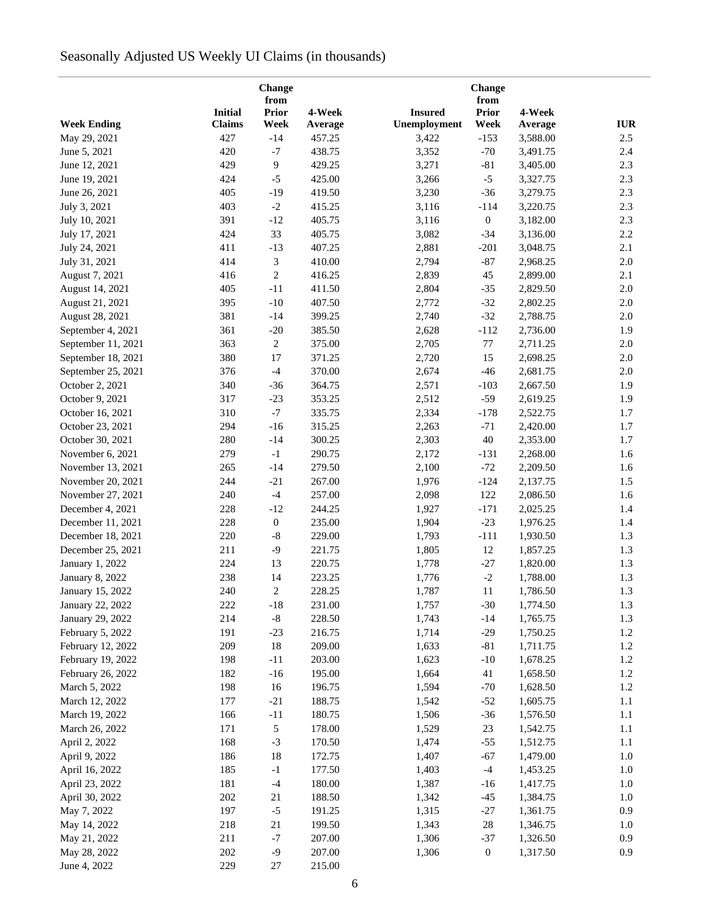# Seasonally Adjusted US Weekly UI Claims (in thousands)

| Week Ending | Initial Claims | Change from Prior Week | 4-Week Average | Insured Unemployment | Change from Prior Week | 4-Week Average | IUR |
|---|---|---|---|---|---|---|---|
| May 29, 2021 | 427 | -14 | 457.25 | 3,422 | -153 | 3,588.00 | 2.5 |
| June 5, 2021 | 420 | -7 | 438.75 | 3,352 | -70 | 3,491.75 | 2.4 |
| June 12, 2021 | 429 | 9 | 429.25 | 3,271 | -81 | 3,405.00 | 2.3 |
| June 19, 2021 | 424 | -5 | 425.00 | 3,266 | -5 | 3,327.75 | 2.3 |
| June 26, 2021 | 405 | -19 | 419.50 | 3,230 | -36 | 3,279.75 | 2.3 |
| July 3, 2021 | 403 | -2 | 415.25 | 3,116 | -114 | 3,220.75 | 2.3 |
| July 10, 2021 | 391 | -12 | 405.75 | 3,116 | 0 | 3,182.00 | 2.3 |
| July 17, 2021 | 424 | 33 | 405.75 | 3,082 | -34 | 3,136.00 | 2.2 |
| July 24, 2021 | 411 | -13 | 407.25 | 2,881 | -201 | 3,048.75 | 2.1 |
| July 31, 2021 | 414 | 3 | 410.00 | 2,794 | -87 | 2,968.25 | 2.0 |
| August 7, 2021 | 416 | 2 | 416.25 | 2,839 | 45 | 2,899.00 | 2.1 |
| August 14, 2021 | 405 | -11 | 411.50 | 2,804 | -35 | 2,829.50 | 2.0 |
| August 21, 2021 | 395 | -10 | 407.50 | 2,772 | -32 | 2,802.25 | 2.0 |
| August 28, 2021 | 381 | -14 | 399.25 | 2,740 | -32 | 2,788.75 | 2.0 |
| September 4, 2021 | 361 | -20 | 385.50 | 2,628 | -112 | 2,736.00 | 1.9 |
| September 11, 2021 | 363 | 2 | 375.00 | 2,705 | 77 | 2,711.25 | 2.0 |
| September 18, 2021 | 380 | 17 | 371.25 | 2,720 | 15 | 2,698.25 | 2.0 |
| September 25, 2021 | 376 | -4 | 370.00 | 2,674 | -46 | 2,681.75 | 2.0 |
| October 2, 2021 | 340 | -36 | 364.75 | 2,571 | -103 | 2,667.50 | 1.9 |
| October 9, 2021 | 317 | -23 | 353.25 | 2,512 | -59 | 2,619.25 | 1.9 |
| October 16, 2021 | 310 | -7 | 335.75 | 2,334 | -178 | 2,522.75 | 1.7 |
| October 23, 2021 | 294 | -16 | 315.25 | 2,263 | -71 | 2,420.00 | 1.7 |
| October 30, 2021 | 280 | -14 | 300.25 | 2,303 | 40 | 2,353.00 | 1.7 |
| November 6, 2021 | 279 | -1 | 290.75 | 2,172 | -131 | 2,268.00 | 1.6 |
| November 13, 2021 | 265 | -14 | 279.50 | 2,100 | -72 | 2,209.50 | 1.6 |
| November 20, 2021 | 244 | -21 | 267.00 | 1,976 | -124 | 2,137.75 | 1.5 |
| November 27, 2021 | 240 | -4 | 257.00 | 2,098 | 122 | 2,086.50 | 1.6 |
| December 4, 2021 | 228 | -12 | 244.25 | 1,927 | -171 | 2,025.25 | 1.4 |
| December 11, 2021 | 228 | 0 | 235.00 | 1,904 | -23 | 1,976.25 | 1.4 |
| December 18, 2021 | 220 | -8 | 229.00 | 1,793 | -111 | 1,930.50 | 1.3 |
| December 25, 2021 | 211 | -9 | 221.75 | 1,805 | 12 | 1,857.25 | 1.3 |
| January 1, 2022 | 224 | 13 | 220.75 | 1,778 | -27 | 1,820.00 | 1.3 |
| January 8, 2022 | 238 | 14 | 223.25 | 1,776 | -2 | 1,788.00 | 1.3 |
| January 15, 2022 | 240 | 2 | 228.25 | 1,787 | 11 | 1,786.50 | 1.3 |
| January 22, 2022 | 222 | -18 | 231.00 | 1,757 | -30 | 1,774.50 | 1.3 |
| January 29, 2022 | 214 | -8 | 228.50 | 1,743 | -14 | 1,765.75 | 1.3 |
| February 5, 2022 | 191 | -23 | 216.75 | 1,714 | -29 | 1,750.25 | 1.2 |
| February 12, 2022 | 209 | 18 | 209.00 | 1,633 | -81 | 1,711.75 | 1.2 |
| February 19, 2022 | 198 | -11 | 203.00 | 1,623 | -10 | 1,678.25 | 1.2 |
| February 26, 2022 | 182 | -16 | 195.00 | 1,664 | 41 | 1,658.50 | 1.2 |
| March 5, 2022 | 198 | 16 | 196.75 | 1,594 | -70 | 1,628.50 | 1.2 |
| March 12, 2022 | 177 | -21 | 188.75 | 1,542 | -52 | 1,605.75 | 1.1 |
| March 19, 2022 | 166 | -11 | 180.75 | 1,506 | -36 | 1,576.50 | 1.1 |
| March 26, 2022 | 171 | 5 | 178.00 | 1,529 | 23 | 1,542.75 | 1.1 |
| April 2, 2022 | 168 | -3 | 170.50 | 1,474 | -55 | 1,512.75 | 1.1 |
| April 9, 2022 | 186 | 18 | 172.75 | 1,407 | -67 | 1,479.00 | 1.0 |
| April 16, 2022 | 185 | -1 | 177.50 | 1,403 | -4 | 1,453.25 | 1.0 |
| April 23, 2022 | 181 | -4 | 180.00 | 1,387 | -16 | 1,417.75 | 1.0 |
| April 30, 2022 | 202 | 21 | 188.50 | 1,342 | -45 | 1,384.75 | 1.0 |
| May 7, 2022 | 197 | -5 | 191.25 | 1,315 | -27 | 1,361.75 | 0.9 |
| May 14, 2022 | 218 | 21 | 199.50 | 1,343 | 28 | 1,346.75 | 1.0 |
| May 21, 2022 | 211 | -7 | 207.00 | 1,306 | -37 | 1,326.50 | 0.9 |
| May 28, 2022 | 202 | -9 | 207.00 | 1,306 | 0 | 1,317.50 | 0.9 |
| June 4, 2022 | 229 | 27 | 215.00 | | | | |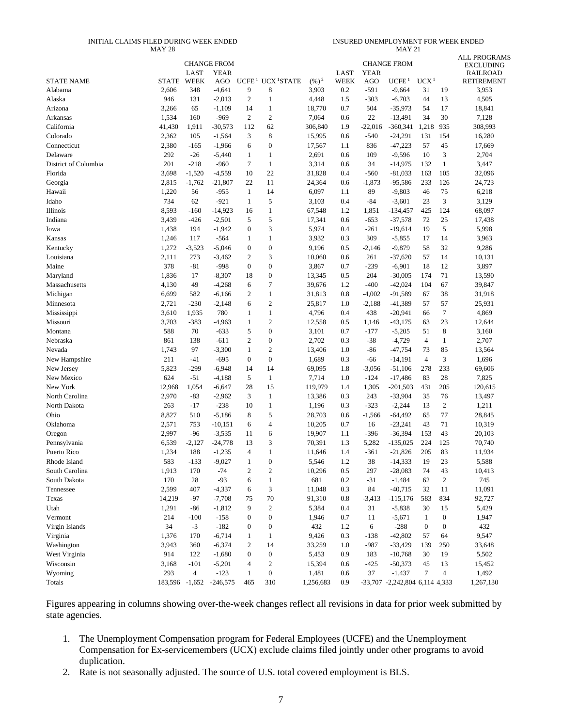| STATE NAME | INITIAL CLAIMS FILED DURING WEEK ENDED MAY 28 STATE | CHANGE FROM LAST WEEK | CHANGE FROM YEAR AGO | UCFE [1] | UCX [1] | INSURED UNEMPLOYMENT FOR WEEK ENDED MAY 21 STATE | (%) [2] | CHANGE FROM LAST WEEK | CHANGE FROM YEAR AGO | UCFE [1] | UCX [1] | ALL PROGRAMS EXCLUDING RAILROAD RETIREMENT |
|---|---|---|---|---|---|---|---|---|---|---|---|---|
| Alabama | 2,606 | 348 | -4,641 | 9 | 8 | 3,903 | 0.2 | -591 | -9,664 | 31 | 19 | 3,953 |
| Alaska | 946 | 131 | -2,013 | 2 | 1 | 4,448 | 1.5 | -303 | -6,703 | 44 | 13 | 4,505 |
| Arizona | 3,266 | 65 | -1,109 | 14 | 1 | 18,770 | 0.7 | 504 | -35,973 | 54 | 17 | 18,841 |
| Arkansas | 1,534 | 160 | -969 | 2 | 2 | 7,064 | 0.6 | 22 | -13,491 | 34 | 30 | 7,128 |
| California | 41,430 | 1,911 | -30,573 | 112 | 62 | 306,840 | 1.9 | -22,016 | -360,341 | 1,218 | 935 | 308,993 |
| Colorado | 2,362 | 105 | -1,564 | 3 | 8 | 15,995 | 0.6 | -540 | -24,291 | 131 | 154 | 16,280 |
| Connecticut | 2,380 | -165 | -1,966 | 6 | 0 | 17,567 | 1.1 | 836 | -47,223 | 57 | 45 | 17,669 |
| Delaware | 292 | -26 | -5,440 | 1 | 1 | 2,691 | 0.6 | 109 | -9,596 | 10 | 3 | 2,704 |
| District of Columbia | 201 | -218 | -960 | 7 | 1 | 3,314 | 0.6 | 34 | -14,975 | 132 | 1 | 3,447 |
| Florida | 3,698 | -1,520 | -4,559 | 10 | 22 | 31,828 | 0.4 | -560 | -81,033 | 163 | 105 | 32,096 |
| Georgia | 2,815 | -1,762 | -21,807 | 22 | 11 | 24,364 | 0.6 | -1,873 | -95,586 | 233 | 126 | 24,723 |
| Hawaii | 1,220 | 56 | -955 | 1 | 14 | 6,097 | 1.1 | 89 | -9,803 | 46 | 75 | 6,218 |
| Idaho | 734 | 62 | -921 | 1 | 5 | 3,103 | 0.4 | -84 | -3,601 | 23 | 3 | 3,129 |
| Illinois | 8,593 | -160 | -14,923 | 16 | 1 | 67,548 | 1.2 | 1,851 | -134,457 | 425 | 124 | 68,097 |
| Indiana | 3,439 | -426 | -2,501 | 5 | 5 | 17,341 | 0.6 | -653 | -37,578 | 72 | 25 | 17,438 |
| Iowa | 1,438 | 194 | -1,942 | 0 | 3 | 5,974 | 0.4 | -261 | -19,614 | 19 | 5 | 5,998 |
| Kansas | 1,246 | 117 | -564 | 1 | 1 | 3,932 | 0.3 | 309 | -5,855 | 17 | 14 | 3,963 |
| Kentucky | 1,272 | -3,523 | -5,046 | 0 | 0 | 9,196 | 0.5 | -2,146 | -9,879 | 58 | 32 | 9,286 |
| Louisiana | 2,111 | 273 | -3,462 | 2 | 3 | 10,060 | 0.6 | 261 | -37,620 | 57 | 14 | 10,131 |
| Maine | 378 | -81 | -998 | 0 | 0 | 3,867 | 0.7 | -239 | -6,901 | 18 | 12 | 3,897 |
| Maryland | 1,836 | 17 | -8,307 | 18 | 0 | 13,345 | 0.5 | 204 | -30,005 | 174 | 71 | 13,590 |
| Massachusetts | 4,130 | 49 | -4,268 | 6 | 7 | 39,676 | 1.2 | -400 | -42,024 | 104 | 67 | 39,847 |
| Michigan | 6,699 | 582 | -6,166 | 2 | 1 | 31,813 | 0.8 | -4,002 | -91,589 | 67 | 38 | 31,918 |
| Minnesota | 2,721 | -230 | -2,148 | 6 | 2 | 25,817 | 1.0 | -2,188 | -41,389 | 57 | 57 | 25,931 |
| Mississippi | 3,610 | 1,935 | 780 | 1 | 1 | 4,796 | 0.4 | 438 | -20,941 | 66 | 7 | 4,869 |
| Missouri | 3,703 | -383 | -4,963 | 1 | 2 | 12,558 | 0.5 | 1,146 | -43,175 | 63 | 23 | 12,644 |
| Montana | 588 | 70 | -633 | 5 | 0 | 3,101 | 0.7 | -177 | -5,205 | 51 | 8 | 3,160 |
| Nebraska | 861 | 138 | -611 | 2 | 0 | 2,702 | 0.3 | -38 | -4,729 | 4 | 1 | 2,707 |
| Nevada | 1,743 | 97 | -3,300 | 1 | 2 | 13,406 | 1.0 | -86 | -47,754 | 73 | 85 | 13,564 |
| New Hampshire | 211 | -41 | -695 | 0 | 0 | 1,689 | 0.3 | -66 | -14,191 | 4 | 3 | 1,696 |
| New Jersey | 5,823 | -299 | -6,948 | 14 | 14 | 69,095 | 1.8 | -3,056 | -51,106 | 278 | 233 | 69,606 |
| New Mexico | 624 | -51 | -4,188 | 5 | 1 | 7,714 | 1.0 | -124 | -17,486 | 83 | 28 | 7,825 |
| New York | 12,968 | 1,054 | -6,647 | 28 | 15 | 119,979 | 1.4 | 1,305 | -201,503 | 431 | 205 | 120,615 |
| North Carolina | 2,970 | -83 | -2,962 | 3 | 1 | 13,386 | 0.3 | 243 | -33,904 | 35 | 76 | 13,497 |
| North Dakota | 263 | -17 | -238 | 10 | 1 | 1,196 | 0.3 | -323 | -2,244 | 13 | 2 | 1,211 |
| Ohio | 8,827 | 510 | -5,186 | 8 | 5 | 28,703 | 0.6 | -1,566 | -64,492 | 65 | 77 | 28,845 |
| Oklahoma | 2,571 | 753 | -10,151 | 6 | 4 | 10,205 | 0.7 | 16 | -23,241 | 43 | 71 | 10,319 |
| Oregon | 2,997 | -96 | -3,535 | 11 | 6 | 19,907 | 1.1 | -396 | -36,394 | 153 | 43 | 20,103 |
| Pennsylvania | 6,539 | -2,127 | -24,778 | 13 | 3 | 70,391 | 1.3 | 5,282 | -135,025 | 224 | 125 | 70,740 |
| Puerto Rico | 1,234 | 188 | -1,235 | 4 | 1 | 11,646 | 1.4 | -361 | -21,826 | 205 | 83 | 11,934 |
| Rhode Island | 583 | -133 | -9,027 | 1 | 0 | 5,546 | 1.2 | 38 | -14,333 | 19 | 23 | 5,588 |
| South Carolina | 1,913 | 170 | -74 | 2 | 2 | 10,296 | 0.5 | 297 | -28,083 | 74 | 43 | 10,413 |
| South Dakota | 170 | 28 | -93 | 6 | 1 | 681 | 0.2 | -31 | -1,484 | 62 | 2 | 745 |
| Tennessee | 2,599 | 407 | -4,337 | 6 | 3 | 11,048 | 0.3 | 84 | -40,715 | 32 | 11 | 11,091 |
| Texas | 14,219 | -97 | -7,708 | 75 | 70 | 91,310 | 0.8 | -3,413 | -115,176 | 583 | 834 | 92,727 |
| Utah | 1,291 | -86 | -1,812 | 9 | 2 | 5,384 | 0.4 | 31 | -5,838 | 30 | 15 | 5,429 |
| Vermont | 214 | -100 | -158 | 0 | 0 | 1,946 | 0.7 | 11 | -5,671 | 1 | 0 | 1,947 |
| Virgin Islands | 34 | -3 | -182 | 0 | 0 | 432 | 1.2 | 6 | -288 | 0 | 0 | 432 |
| Virginia | 1,376 | 170 | -6,714 | 1 | 1 | 9,426 | 0.3 | -138 | -42,802 | 57 | 64 | 9,547 |
| Washington | 3,943 | 360 | -6,374 | 2 | 14 | 33,259 | 1.0 | -987 | -33,429 | 139 | 250 | 33,648 |
| West Virginia | 914 | 122 | -1,680 | 0 | 0 | 5,453 | 0.9 | 183 | -10,768 | 30 | 19 | 5,502 |
| Wisconsin | 3,168 | -101 | -5,201 | 4 | 2 | 15,394 | 0.6 | -425 | -50,373 | 45 | 13 | 15,452 |
| Wyoming | 293 | 4 | -123 | 1 | 0 | 1,481 | 0.6 | 37 | -1,437 | 7 | 4 | 1,492 |
| Totals | 183,596 | -1,652 | -246,575 | 465 | 310 | 1,256,683 | 0.9 | -33,707 | -2,242,804 | 6,114 | 4,333 | 1,267,130 |

Figures appearing in columns showing over-the-week changes reflect all revisions in data for prior week submitted by state agencies.

1. The Unemployment Compensation program for Federal Employees (UCFE) and the Unemployment Compensation for Ex-servicemembers (UCX) exclude claims filed jointly under other programs to avoid duplication.
2. Rate is not seasonally adjusted. The source of U.S. total covered employment is BLS.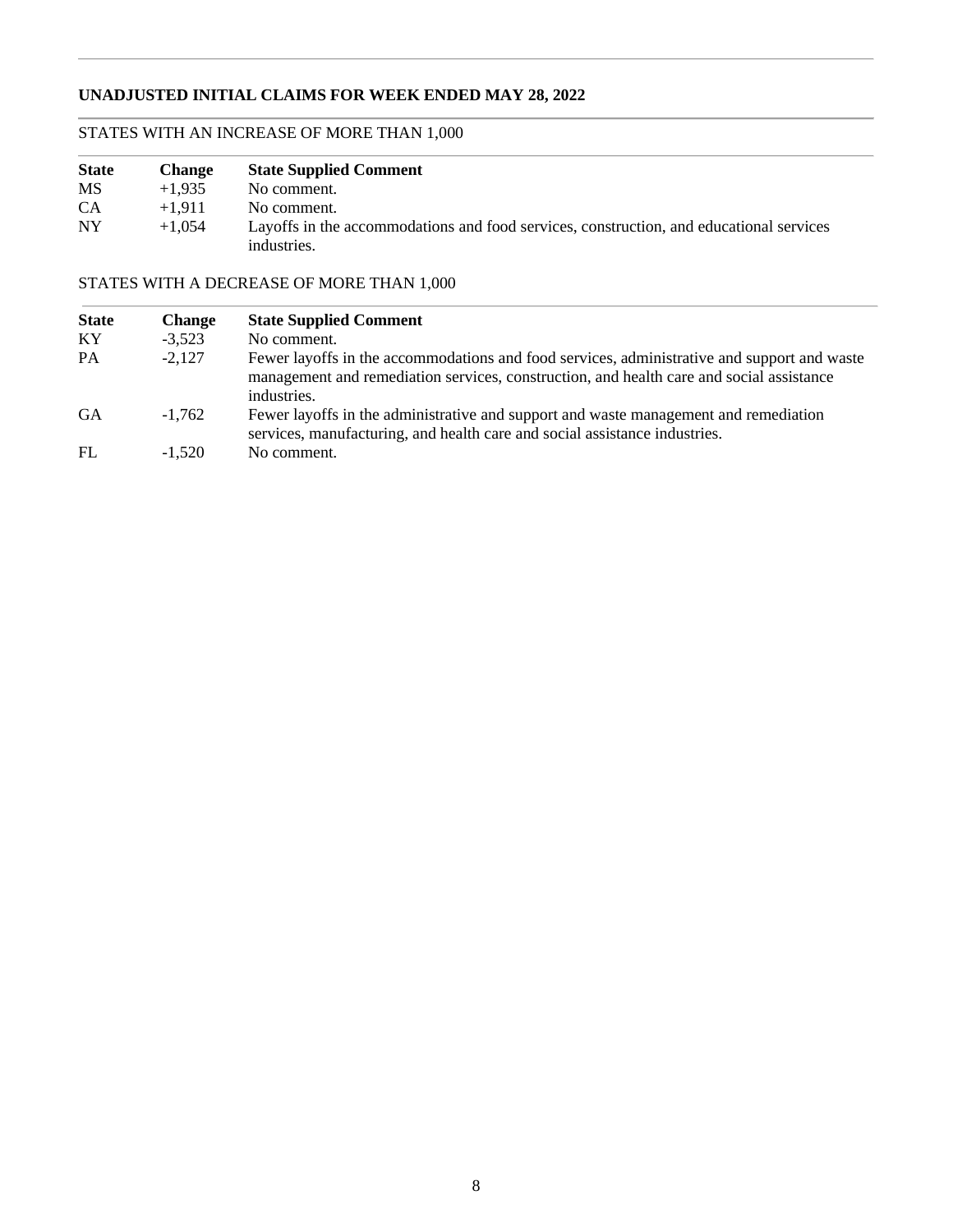## UNADJUSTED INITIAL CLAIMS FOR WEEK ENDED MAY 28, 2022

### STATES WITH AN INCREASE OF MORE THAN 1,000

| State | Change | State Supplied Comment |
|---|---|---|
| MS | +1,935 | No comment. |
| CA | +1,911 | No comment. |
| NY | +1,054 | Layoffs in the accommodations and food services, construction, and educational services industries. |

### STATES WITH A DECREASE OF MORE THAN 1,000

| State | Change | State Supplied Comment |
|---|---|---|
| KY | -3,523 | No comment. |
| PA | -2,127 | Fewer layoffs in the accommodations and food services, administrative and support and waste management and remediation services, construction, and health care and social assistance industries. |
| GA | -1,762 | Fewer layoffs in the administrative and support and waste management and remediation services, manufacturing, and health care and social assistance industries. |
| FL | -1,520 | No comment. |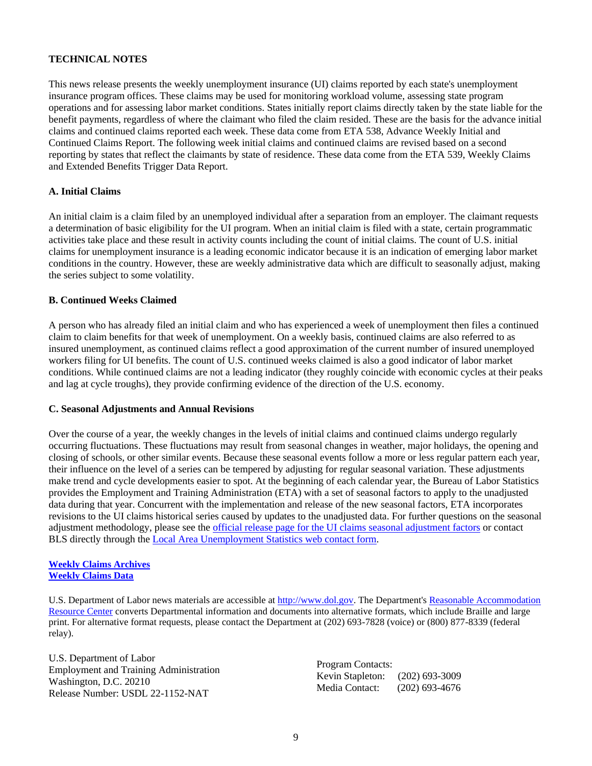## TECHNICAL NOTES

This news release presents the weekly unemployment insurance (UI) claims reported by each state's unemployment insurance program offices. These claims may be used for monitoring workload volume, assessing state program operations and for assessing labor market conditions. States initially report claims directly taken by the state liable for the benefit payments, regardless of where the claimant who filed the claim resided. These are the basis for the advance initial claims and continued claims reported each week. These data come from ETA 538, Advance Weekly Initial and Continued Claims Report. The following week initial claims and continued claims are revised based on a second reporting by states that reflect the claimants by state of residence. These data come from the ETA 539, Weekly Claims and Extended Benefits Trigger Data Report.

### A. Initial Claims

An initial claim is a claim filed by an unemployed individual after a separation from an employer. The claimant requests a determination of basic eligibility for the UI program. When an initial claim is filed with a state, certain programmatic activities take place and these result in activity counts including the count of initial claims. The count of U.S. initial claims for unemployment insurance is a leading economic indicator because it is an indication of emerging labor market conditions in the country. However, these are weekly administrative data which are difficult to seasonally adjust, making the series subject to some volatility.

### B. Continued Weeks Claimed

A person who has already filed an initial claim and who has experienced a week of unemployment then files a continued claim to claim benefits for that week of unemployment. On a weekly basis, continued claims are also referred to as insured unemployment, as continued claims reflect a good approximation of the current number of insured unemployed workers filing for UI benefits. The count of U.S. continued weeks claimed is also a good indicator of labor market conditions. While continued claims are not a leading indicator (they roughly coincide with economic cycles at their peaks and lag at cycle troughs), they provide confirming evidence of the direction of the U.S. economy.

### C. Seasonal Adjustments and Annual Revisions

Over the course of a year, the weekly changes in the levels of initial claims and continued claims undergo regularly occurring fluctuations. These fluctuations may result from seasonal changes in weather, major holidays, the opening and closing of schools, or other similar events. Because these seasonal events follow a more or less regular pattern each year, their influence on the level of a series can be tempered by adjusting for regular seasonal variation. These adjustments make trend and cycle developments easier to spot. At the beginning of each calendar year, the Bureau of Labor Statistics provides the Employment and Training Administration (ETA) with a set of seasonal factors to apply to the unadjusted data during that year. Concurrent with the implementation and release of the new seasonal factors, ETA incorporates revisions to the UI claims historical series caused by updates to the unadjusted data. For further questions on the seasonal adjustment methodology, please see the official release page for the UI claims seasonal adjustment factors or contact BLS directly through the Local Area Unemployment Statistics web contact form.

**Weekly Claims Archives**
**Weekly Claims Data**

U.S. Department of Labor news materials are accessible at http://www.dol.gov. The Department's Reasonable Accommodation Resource Center converts Departmental information and documents into alternative formats, which include Braille and large print. For alternative format requests, please contact the Department at (202) 693-7828 (voice) or (800) 877-8339 (federal relay).

U.S. Department of Labor
Employment and Training Administration
Washington, D.C. 20210
Release Number: USDL 22-1152-NAT

Program Contacts:
Kevin Stapleton: (202) 693-3009
Media Contact: (202) 693-4676